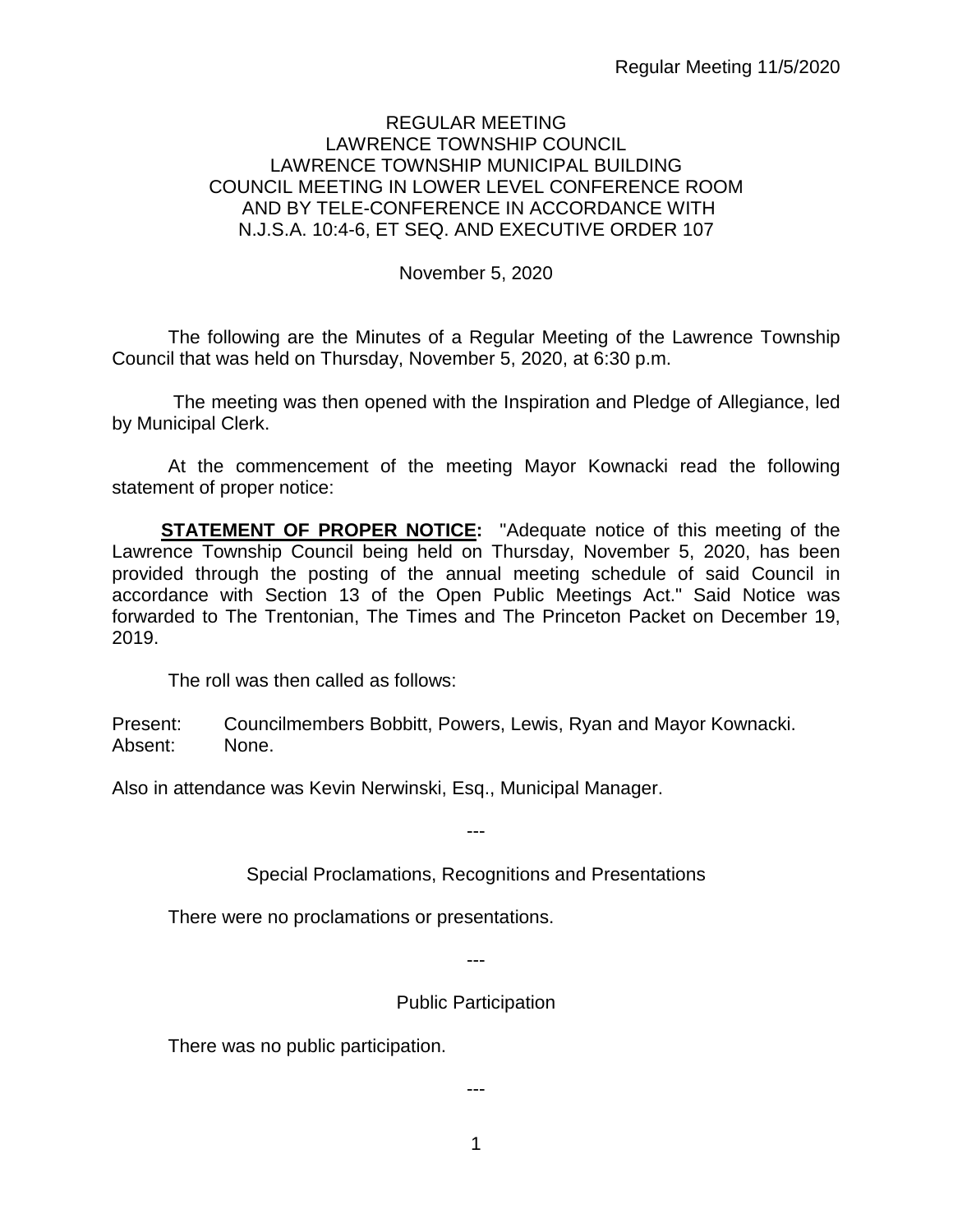REGULAR MEETING
LAWRENCE TOWNSHIP COUNCIL
LAWRENCE TOWNSHIP MUNICIPAL BUILDING
COUNCIL MEETING IN LOWER LEVEL CONFERENCE ROOM
AND BY TELE-CONFERENCE IN ACCORDANCE WITH
N.J.S.A. 10:4-6, ET SEQ. AND EXECUTIVE ORDER 107

November 5, 2020

The following are the Minutes of a Regular Meeting of the Lawrence Township Council that was held on Thursday, November 5, 2020, at 6:30 p.m.

The meeting was then opened with the Inspiration and Pledge of Allegiance, led by Municipal Clerk.

At the commencement of the meeting Mayor Kownacki read the following statement of proper notice:

**STATEMENT OF PROPER NOTICE:** "Adequate notice of this meeting of the Lawrence Township Council being held on Thursday, November 5, 2020, has been provided through the posting of the annual meeting schedule of said Council in accordance with Section 13 of the Open Public Meetings Act." Said Notice was forwarded to The Trentonian, The Times and The Princeton Packet on December 19, 2019.

The roll was then called as follows:

Present: Councilmembers Bobbitt, Powers, Lewis, Ryan and Mayor Kownacki.
Absent: None.

Also in attendance was Kevin Nerwinski, Esq., Municipal Manager.

---

Special Proclamations, Recognitions and Presentations

There were no proclamations or presentations.

---

Public Participation

There was no public participation.

---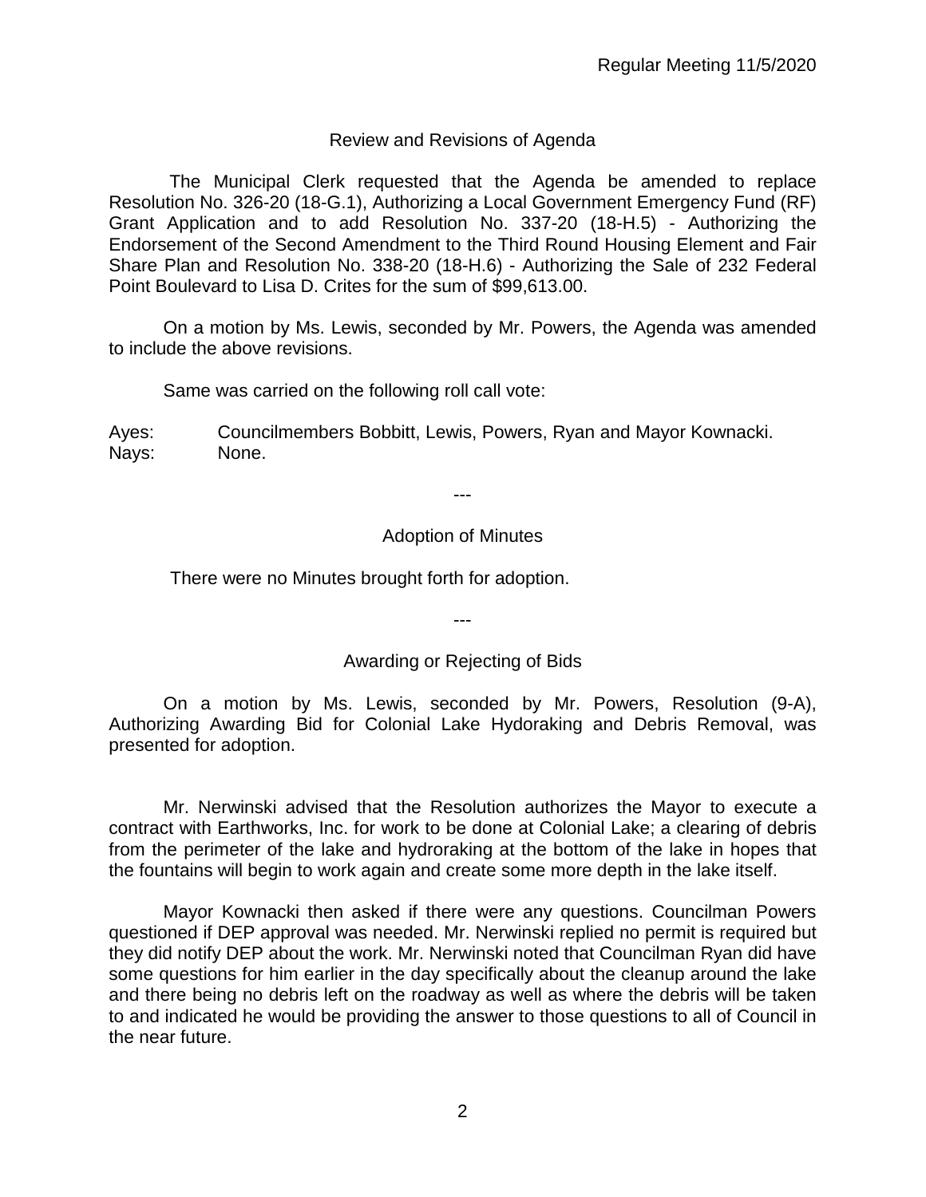## Review and Revisions of Agenda

The Municipal Clerk requested that the Agenda be amended to replace Resolution No. 326-20 (18-G.1), Authorizing a Local Government Emergency Fund (RF) Grant Application and to add Resolution No. 337-20 (18-H.5) - Authorizing the Endorsement of the Second Amendment to the Third Round Housing Element and Fair Share Plan and Resolution No. 338-20 (18-H.6) - Authorizing the Sale of 232 Federal Point Boulevard to Lisa D. Crites for the sum of $99,613.00.

On a motion by Ms. Lewis, seconded by Mr. Powers, the Agenda was amended to include the above revisions.

Same was carried on the following roll call vote:

Ayes: Councilmembers Bobbitt, Lewis, Powers, Ryan and Mayor Kownacki.
Nays: None.

---

## Adoption of Minutes

There were no Minutes brought forth for adoption.

---

## Awarding or Rejecting of Bids

On a motion by Ms. Lewis, seconded by Mr. Powers, Resolution (9-A), Authorizing Awarding Bid for Colonial Lake Hydoraking and Debris Removal, was presented for adoption.

Mr. Nerwinski advised that the Resolution authorizes the Mayor to execute a contract with Earthworks, Inc. for work to be done at Colonial Lake; a clearing of debris from the perimeter of the lake and hydroraking at the bottom of the lake in hopes that the fountains will begin to work again and create some more depth in the lake itself.

Mayor Kownacki then asked if there were any questions. Councilman Powers questioned if DEP approval was needed. Mr. Nerwinski replied no permit is required but they did notify DEP about the work. Mr. Nerwinski noted that Councilman Ryan did have some questions for him earlier in the day specifically about the cleanup around the lake and there being no debris left on the roadway as well as where the debris will be taken to and indicated he would be providing the answer to those questions to all of Council in the near future.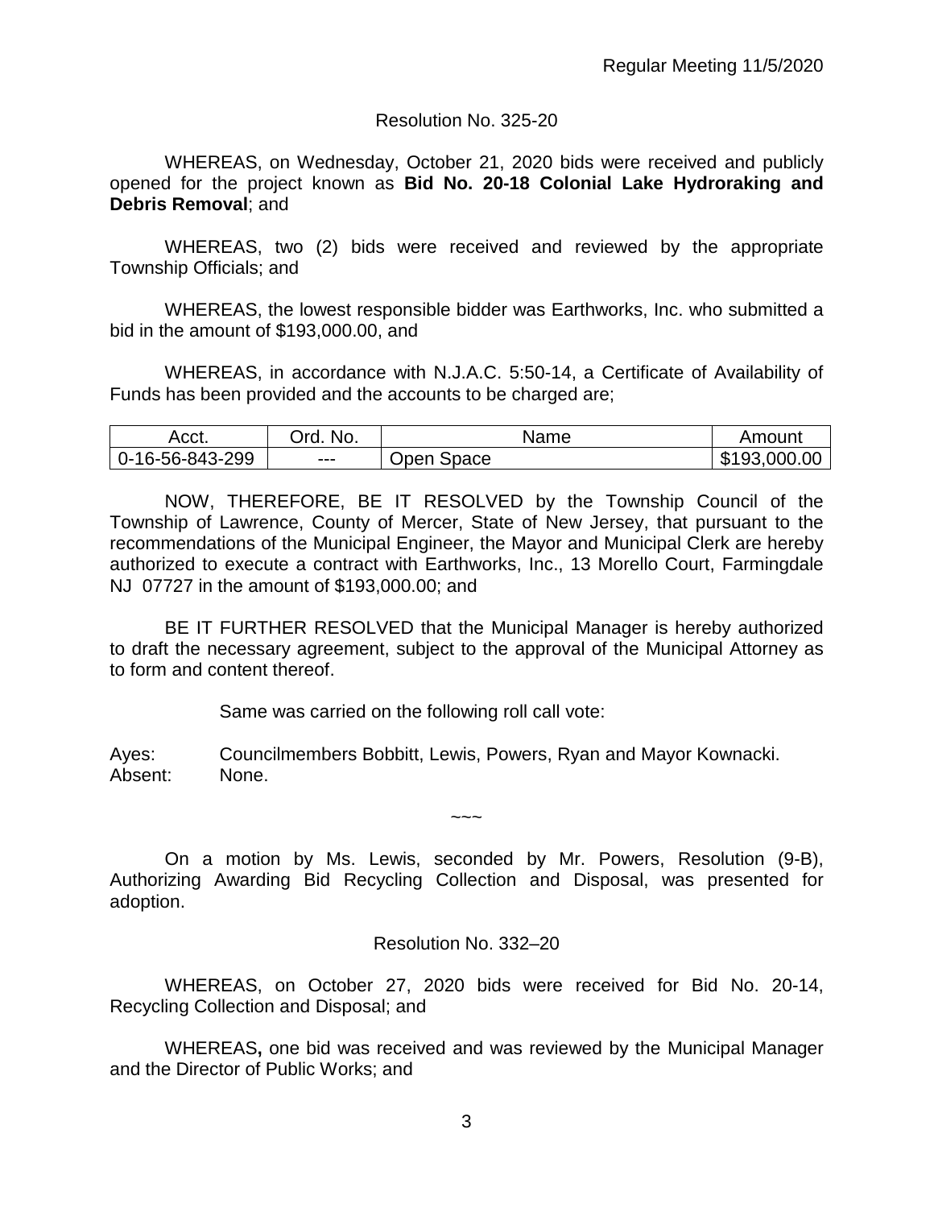Resolution No. 325-20

WHEREAS, on Wednesday, October 21, 2020 bids were received and publicly opened for the project known as **Bid No. 20-18 Colonial Lake Hydroraking and Debris Removal**; and

WHEREAS, two (2) bids were received and reviewed by the appropriate Township Officials; and

WHEREAS, the lowest responsible bidder was Earthworks, Inc. who submitted a bid in the amount of $193,000.00, and

WHEREAS, in accordance with N.J.A.C. 5:50-14, a Certificate of Availability of Funds has been provided and the accounts to be charged are;

| Acct. | Ord. No. | Name | Amount |
|---|---|---|---|
| 0-16-56-843-299 | --- | Open Space | $193,000.00 |

NOW, THEREFORE, BE IT RESOLVED by the Township Council of the Township of Lawrence, County of Mercer, State of New Jersey, that pursuant to the recommendations of the Municipal Engineer, the Mayor and Municipal Clerk are hereby authorized to execute a contract with Earthworks, Inc., 13 Morello Court, Farmingdale NJ 07727 in the amount of $193,000.00; and

BE IT FURTHER RESOLVED that the Municipal Manager is hereby authorized to draft the necessary agreement, subject to the approval of the Municipal Attorney as to form and content thereof.

Same was carried on the following roll call vote:

Ayes: Councilmembers Bobbitt, Lewis, Powers, Ryan and Mayor Kownacki.
Absent: None.

~~~

On a motion by Ms. Lewis, seconded by Mr. Powers, Resolution (9-B), Authorizing Awarding Bid Recycling Collection and Disposal, was presented for adoption.

Resolution No. 332–20

WHEREAS, on October 27, 2020 bids were received for Bid No. 20-14, Recycling Collection and Disposal; and

WHEREAS**,** one bid was received and was reviewed by the Municipal Manager and the Director of Public Works; and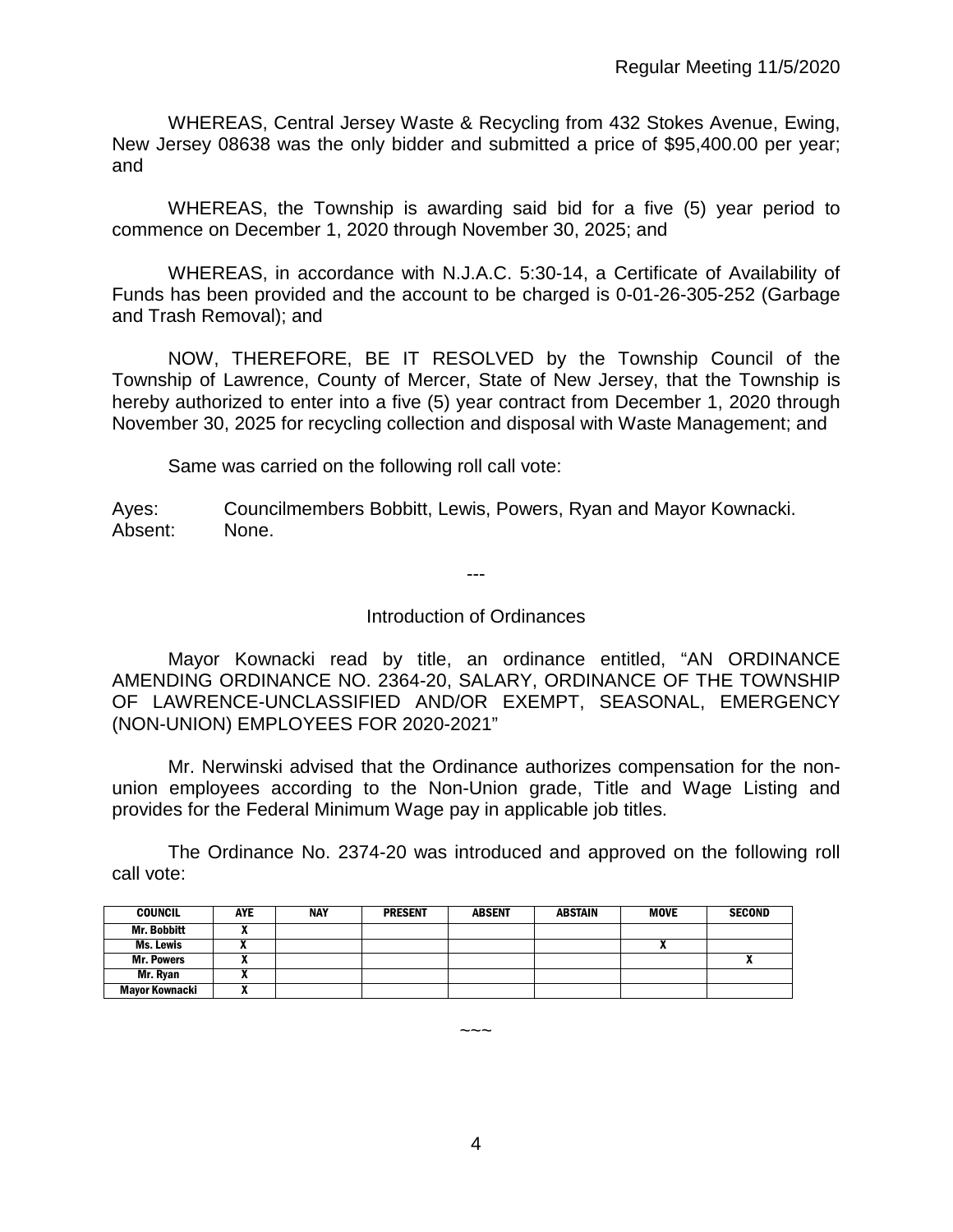WHEREAS, Central Jersey Waste & Recycling from 432 Stokes Avenue, Ewing, New Jersey 08638 was the only bidder and submitted a price of $95,400.00 per year; and

WHEREAS, the Township is awarding said bid for a five (5) year period to commence on December 1, 2020 through November 30, 2025; and

WHEREAS, in accordance with N.J.A.C. 5:30-14, a Certificate of Availability of Funds has been provided and the account to be charged is 0-01-26-305-252 (Garbage and Trash Removal); and

NOW, THEREFORE, BE IT RESOLVED by the Township Council of the Township of Lawrence, County of Mercer, State of New Jersey, that the Township is hereby authorized to enter into a five (5) year contract from December 1, 2020 through November 30, 2025 for recycling collection and disposal with Waste Management; and

Same was carried on the following roll call vote:

Ayes: Councilmembers Bobbitt, Lewis, Powers, Ryan and Mayor Kownacki.
Absent: None.

---

Introduction of Ordinances

Mayor Kownacki read by title, an ordinance entitled, "AN ORDINANCE AMENDING ORDINANCE NO. 2364-20, SALARY, ORDINANCE OF THE TOWNSHIP OF LAWRENCE-UNCLASSIFIED AND/OR EXEMPT, SEASONAL, EMERGENCY (NON-UNION) EMPLOYEES FOR 2020-2021"

Mr. Nerwinski advised that the Ordinance authorizes compensation for the non-union employees according to the Non-Union grade, Title and Wage Listing and provides for the Federal Minimum Wage pay in applicable job titles.

The Ordinance No. 2374-20 was introduced and approved on the following roll call vote:

| COUNCIL | AYE | NAY | PRESENT | ABSENT | ABSTAIN | MOVE | SECOND |
|---|---|---|---|---|---|---|---|
| Mr. Bobbitt | X | | | | | | |
| Ms. Lewis | X | | | | | X | |
| Mr. Powers | X | | | | | | X |
| Mr. Ryan | X | | | | | | |
| Mayor Kownacki | X | | | | | | |

~~~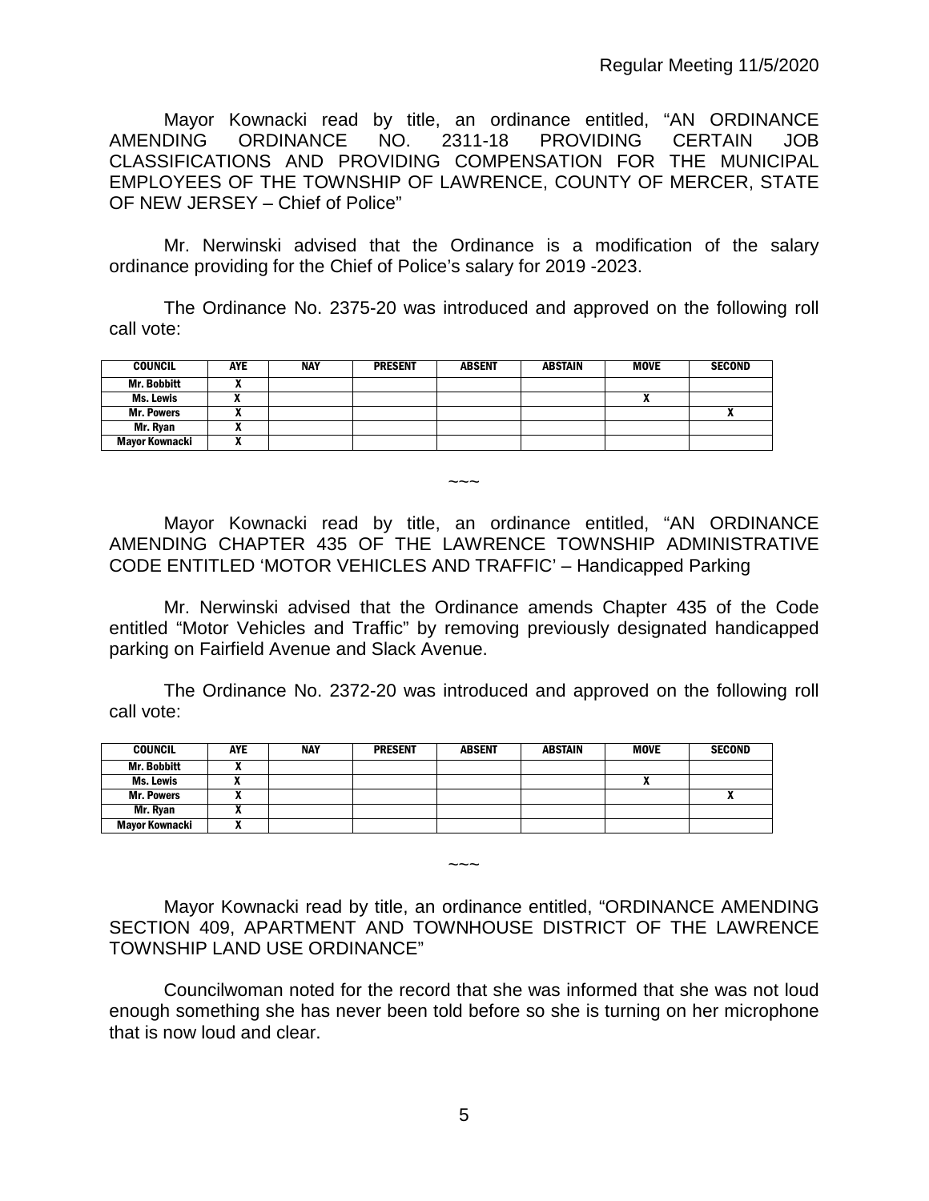Mayor Kownacki read by title, an ordinance entitled, "AN ORDINANCE AMENDING ORDINANCE NO. 2311-18 PROVIDING CERTAIN JOB CLASSIFICATIONS AND PROVIDING COMPENSATION FOR THE MUNICIPAL EMPLOYEES OF THE TOWNSHIP OF LAWRENCE, COUNTY OF MERCER, STATE OF NEW JERSEY – Chief of Police"

Mr. Nerwinski advised that the Ordinance is a modification of the salary ordinance providing for the Chief of Police's salary for 2019 -2023.

The Ordinance No. 2375-20 was introduced and approved on the following roll call vote:

| COUNCIL | AYE | NAY | PRESENT | ABSENT | ABSTAIN | MOVE | SECOND |
|---|---|---|---|---|---|---|---|
| Mr. Bobbitt | X | | | | | | |
| Ms. Lewis | X | | | | | X | |
| Mr. Powers | X | | | | | | X |
| Mr. Ryan | X | | | | | | |
| Mayor Kownacki | X | | | | | | |

~~~

Mayor Kownacki read by title, an ordinance entitled, "AN ORDINANCE AMENDING CHAPTER 435 OF THE LAWRENCE TOWNSHIP ADMINISTRATIVE CODE ENTITLED 'MOTOR VEHICLES AND TRAFFIC' – Handicapped Parking

Mr. Nerwinski advised that the Ordinance amends Chapter 435 of the Code entitled "Motor Vehicles and Traffic" by removing previously designated handicapped parking on Fairfield Avenue and Slack Avenue.

The Ordinance No. 2372-20 was introduced and approved on the following roll call vote:

| COUNCIL | AYE | NAY | PRESENT | ABSENT | ABSTAIN | MOVE | SECOND |
|---|---|---|---|---|---|---|---|
| Mr. Bobbitt | X | | | | | | |
| Ms. Lewis | X | | | | | X | |
| Mr. Powers | X | | | | | | X |
| Mr. Ryan | X | | | | | | |
| Mayor Kownacki | X | | | | | | |

~~~

Mayor Kownacki read by title, an ordinance entitled, "ORDINANCE AMENDING SECTION 409, APARTMENT AND TOWNHOUSE DISTRICT OF THE LAWRENCE TOWNSHIP LAND USE ORDINANCE"

Councilwoman noted for the record that she was informed that she was not loud enough something she has never been told before so she is turning on her microphone that is now loud and clear.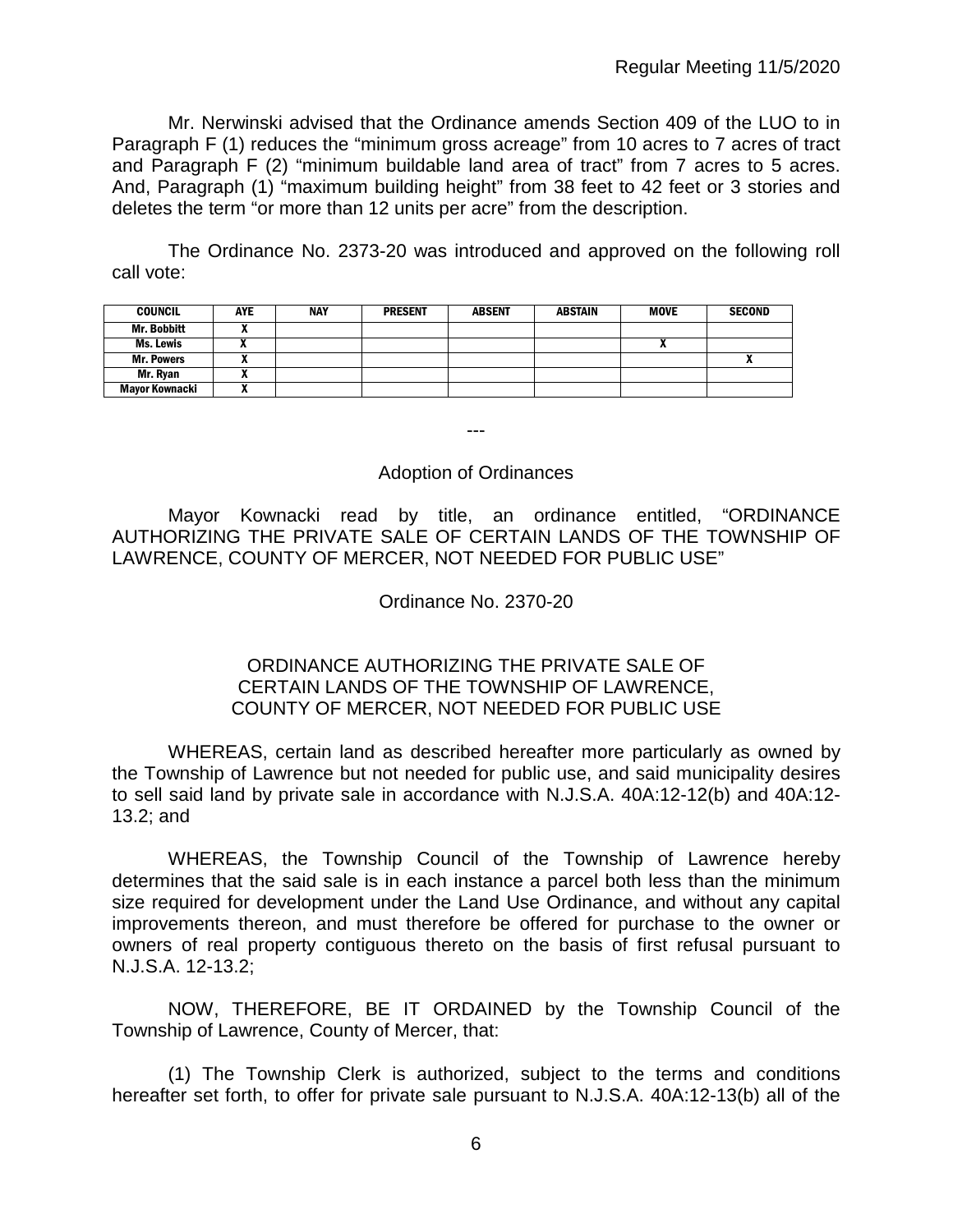Mr. Nerwinski advised that the Ordinance amends Section 409 of the LUO to in Paragraph F (1) reduces the "minimum gross acreage" from 10 acres to 7 acres of tract and Paragraph F (2) "minimum buildable land area of tract" from 7 acres to 5 acres. And, Paragraph (1) "maximum building height" from 38 feet to 42 feet or 3 stories and deletes the term "or more than 12 units per acre" from the description.

The Ordinance No. 2373-20 was introduced and approved on the following roll call vote:

| COUNCIL | AYE | NAY | PRESENT | ABSENT | ABSTAIN | MOVE | SECOND |
|---|---|---|---|---|---|---|---|
| Mr. Bobbitt | X | | | | | | |
| Ms. Lewis | X | | | | | X | |
| Mr. Powers | X | | | | | | X |
| Mr. Ryan | X | | | | | | |
| Mayor Kownacki | X | | | | | | |

---

## Adoption of Ordinances

Mayor Kownacki read by title, an ordinance entitled, "ORDINANCE AUTHORIZING THE PRIVATE SALE OF CERTAIN LANDS OF THE TOWNSHIP OF LAWRENCE, COUNTY OF MERCER, NOT NEEDED FOR PUBLIC USE"

Ordinance No. 2370-20

ORDINANCE AUTHORIZING THE PRIVATE SALE OF CERTAIN LANDS OF THE TOWNSHIP OF LAWRENCE, COUNTY OF MERCER, NOT NEEDED FOR PUBLIC USE

WHEREAS, certain land as described hereafter more particularly as owned by the Township of Lawrence but not needed for public use, and said municipality desires to sell said land by private sale in accordance with N.J.S.A. 40A:12-12(b) and 40A:12-13.2; and

WHEREAS, the Township Council of the Township of Lawrence hereby determines that the said sale is in each instance a parcel both less than the minimum size required for development under the Land Use Ordinance, and without any capital improvements thereon, and must therefore be offered for purchase to the owner or owners of real property contiguous thereto on the basis of first refusal pursuant to N.J.S.A. 12-13.2;

NOW, THEREFORE, BE IT ORDAINED by the Township Council of the Township of Lawrence, County of Mercer, that:

(1) The Township Clerk is authorized, subject to the terms and conditions hereafter set forth, to offer for private sale pursuant to N.J.S.A. 40A:12-13(b) all of the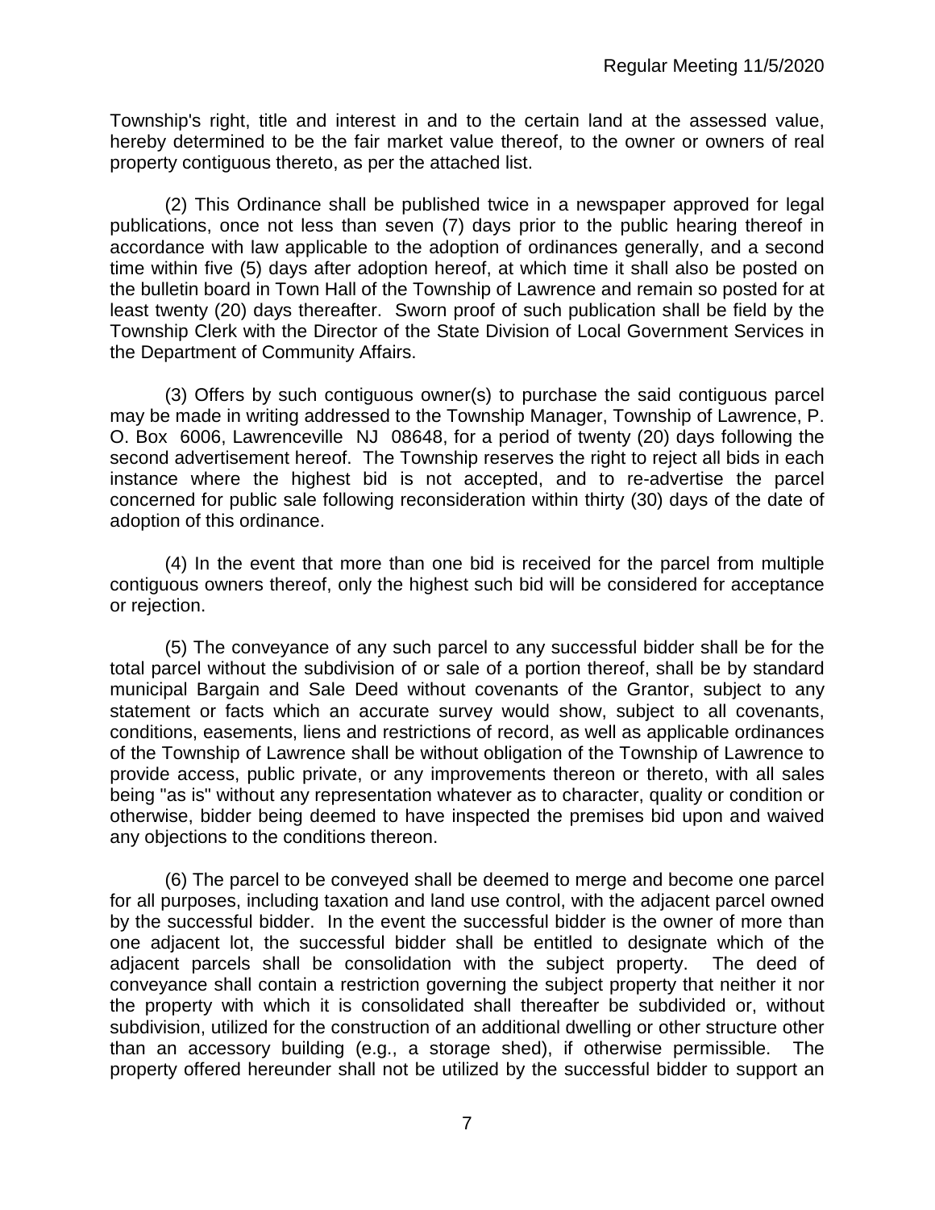Township's right, title and interest in and to the certain land at the assessed value, hereby determined to be the fair market value thereof, to the owner or owners of real property contiguous thereto, as per the attached list.

(2) This Ordinance shall be published twice in a newspaper approved for legal publications, once not less than seven (7) days prior to the public hearing thereof in accordance with law applicable to the adoption of ordinances generally, and a second time within five (5) days after adoption hereof, at which time it shall also be posted on the bulletin board in Town Hall of the Township of Lawrence and remain so posted for at least twenty (20) days thereafter. Sworn proof of such publication shall be field by the Township Clerk with the Director of the State Division of Local Government Services in the Department of Community Affairs.

(3) Offers by such contiguous owner(s) to purchase the said contiguous parcel may be made in writing addressed to the Township Manager, Township of Lawrence, P. O. Box 6006, Lawrenceville NJ 08648, for a period of twenty (20) days following the second advertisement hereof. The Township reserves the right to reject all bids in each instance where the highest bid is not accepted, and to re-advertise the parcel concerned for public sale following reconsideration within thirty (30) days of the date of adoption of this ordinance.

(4) In the event that more than one bid is received for the parcel from multiple contiguous owners thereof, only the highest such bid will be considered for acceptance or rejection.

(5) The conveyance of any such parcel to any successful bidder shall be for the total parcel without the subdivision of or sale of a portion thereof, shall be by standard municipal Bargain and Sale Deed without covenants of the Grantor, subject to any statement or facts which an accurate survey would show, subject to all covenants, conditions, easements, liens and restrictions of record, as well as applicable ordinances of the Township of Lawrence shall be without obligation of the Township of Lawrence to provide access, public private, or any improvements thereon or thereto, with all sales being "as is" without any representation whatever as to character, quality or condition or otherwise, bidder being deemed to have inspected the premises bid upon and waived any objections to the conditions thereon.

(6) The parcel to be conveyed shall be deemed to merge and become one parcel for all purposes, including taxation and land use control, with the adjacent parcel owned by the successful bidder. In the event the successful bidder is the owner of more than one adjacent lot, the successful bidder shall be entitled to designate which of the adjacent parcels shall be consolidation with the subject property. The deed of conveyance shall contain a restriction governing the subject property that neither it nor the property with which it is consolidated shall thereafter be subdivided or, without subdivision, utilized for the construction of an additional dwelling or other structure other than an accessory building (e.g., a storage shed), if otherwise permissible. The property offered hereunder shall not be utilized by the successful bidder to support an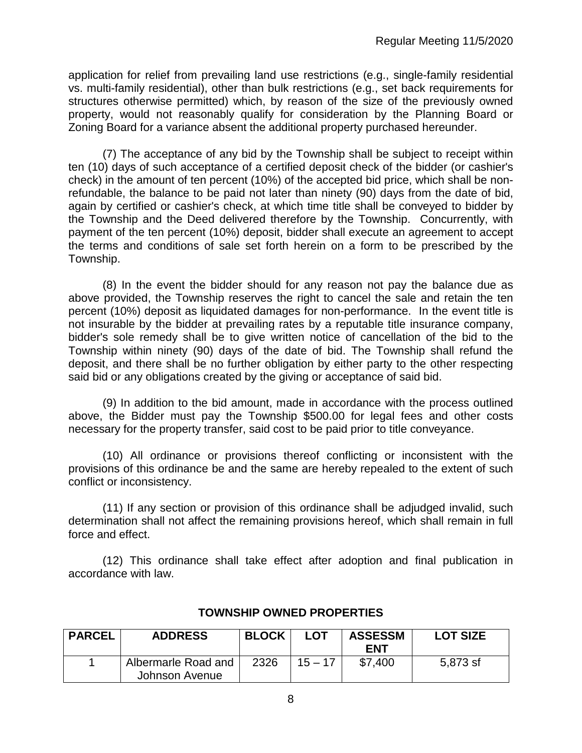application for relief from prevailing land use restrictions (e.g., single-family residential vs. multi-family residential), other than bulk restrictions (e.g., set back requirements for structures otherwise permitted) which, by reason of the size of the previously owned property, would not reasonably qualify for consideration by the Planning Board or Zoning Board for a variance absent the additional property purchased hereunder.

(7) The acceptance of any bid by the Township shall be subject to receipt within ten (10) days of such acceptance of a certified deposit check of the bidder (or cashier's check) in the amount of ten percent (10%) of the accepted bid price, which shall be non-refundable, the balance to be paid not later than ninety (90) days from the date of bid, again by certified or cashier's check, at which time title shall be conveyed to bidder by the Township and the Deed delivered therefore by the Township. Concurrently, with payment of the ten percent (10%) deposit, bidder shall execute an agreement to accept the terms and conditions of sale set forth herein on a form to be prescribed by the Township.

(8) In the event the bidder should for any reason not pay the balance due as above provided, the Township reserves the right to cancel the sale and retain the ten percent (10%) deposit as liquidated damages for non-performance. In the event title is not insurable by the bidder at prevailing rates by a reputable title insurance company, bidder's sole remedy shall be to give written notice of cancellation of the bid to the Township within ninety (90) days of the date of bid. The Township shall refund the deposit, and there shall be no further obligation by either party to the other respecting said bid or any obligations created by the giving or acceptance of said bid.

(9) In addition to the bid amount, made in accordance with the process outlined above, the Bidder must pay the Township $500.00 for legal fees and other costs necessary for the property transfer, said cost to be paid prior to title conveyance.

(10) All ordinance or provisions thereof conflicting or inconsistent with the provisions of this ordinance be and the same are hereby repealed to the extent of such conflict or inconsistency.

(11) If any section or provision of this ordinance shall be adjudged invalid, such determination shall not affect the remaining provisions hereof, which shall remain in full force and effect.

(12) This ordinance shall take effect after adoption and final publication in accordance with law.

**TOWNSHIP OWNED PROPERTIES**

| PARCEL | ADDRESS | BLOCK | LOT | ASSESSMENT | LOT SIZE |
|---|---|---|---|---|---|
| 1 | Albermarle Road and Johnson Avenue | 2326 | 15 – 17 | $7,400 | 5,873 sf |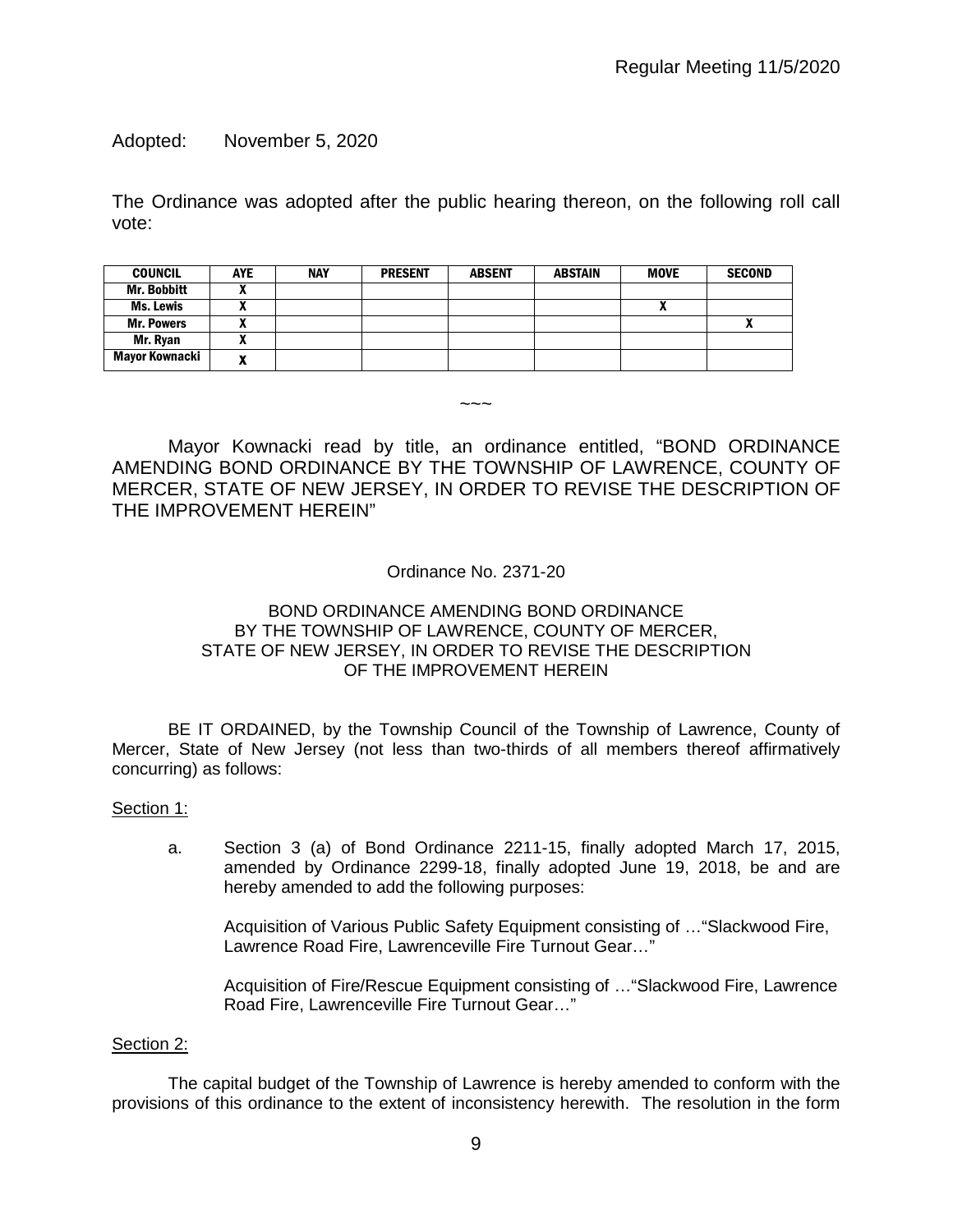Adopted: November 5, 2020

The Ordinance was adopted after the public hearing thereon, on the following roll call vote:

| COUNCIL | AYE | NAY | PRESENT | ABSENT | ABSTAIN | MOVE | SECOND |
|---|---|---|---|---|---|---|---|
| Mr. Bobbitt | X | | | | | | |
| Ms. Lewis | X | | | | | X | |
| Mr. Powers | X | | | | | | X |
| Mr. Ryan | X | | | | | | |
| Mayor Kownacki | X | | | | | | |

~~~

Mayor Kownacki read by title, an ordinance entitled, "BOND ORDINANCE AMENDING BOND ORDINANCE BY THE TOWNSHIP OF LAWRENCE, COUNTY OF MERCER, STATE OF NEW JERSEY, IN ORDER TO REVISE THE DESCRIPTION OF THE IMPROVEMENT HEREIN"

Ordinance No. 2371-20

BOND ORDINANCE AMENDING BOND ORDINANCE
BY THE TOWNSHIP OF LAWRENCE, COUNTY OF MERCER,
STATE OF NEW JERSEY, IN ORDER TO REVISE THE DESCRIPTION
OF THE IMPROVEMENT HEREIN

BE IT ORDAINED, by the Township Council of the Township of Lawrence, County of Mercer, State of New Jersey (not less than two-thirds of all members thereof affirmatively concurring) as follows:

Section 1:

a. Section 3 (a) of Bond Ordinance 2211-15, finally adopted March 17, 2015, amended by Ordinance 2299-18, finally adopted June 19, 2018, be and are hereby amended to add the following purposes:

Acquisition of Various Public Safety Equipment consisting of …"Slackwood Fire, Lawrence Road Fire, Lawrenceville Fire Turnout Gear…"

Acquisition of Fire/Rescue Equipment consisting of …"Slackwood Fire, Lawrence Road Fire, Lawrenceville Fire Turnout Gear…"

Section 2:

The capital budget of the Township of Lawrence is hereby amended to conform with the provisions of this ordinance to the extent of inconsistency herewith. The resolution in the form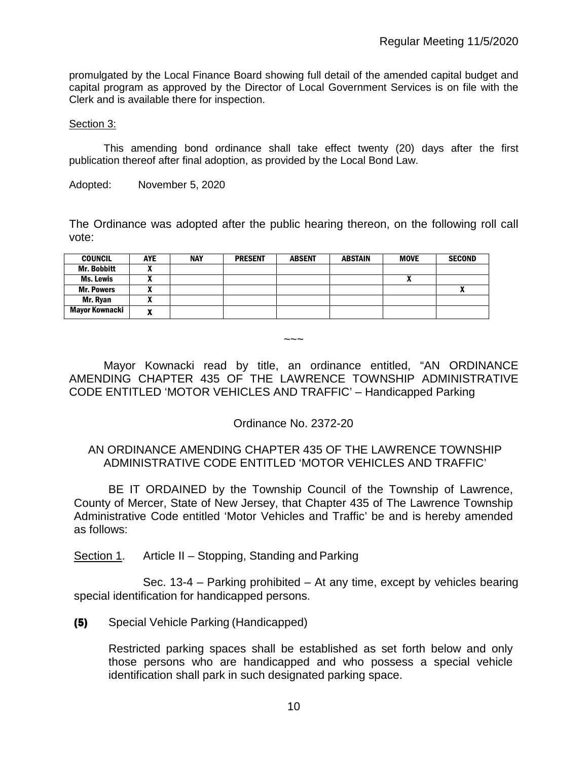promulgated by the Local Finance Board showing full detail of the amended capital budget and capital program as approved by the Director of Local Government Services is on file with the Clerk and is available there for inspection.

Section 3:

This amending bond ordinance shall take effect twenty (20) days after the first publication thereof after final adoption, as provided by the Local Bond Law.

Adopted: November 5, 2020

The Ordinance was adopted after the public hearing thereon, on the following roll call vote:

| COUNCIL | AYE | NAY | PRESENT | ABSENT | ABSTAIN | MOVE | SECOND |
|---|---|---|---|---|---|---|---|
| Mr. Bobbitt | X | | | | | | |
| Ms. Lewis | X | | | | | X | |
| Mr. Powers | X | | | | | | X |
| Mr. Ryan | X | | | | | | |
| Mayor Kownacki | X | | | | | | |

~~~

Mayor Kownacki read by title, an ordinance entitled, "AN ORDINANCE AMENDING CHAPTER 435 OF THE LAWRENCE TOWNSHIP ADMINISTRATIVE CODE ENTITLED 'MOTOR VEHICLES AND TRAFFIC' – Handicapped Parking

Ordinance No. 2372-20

AN ORDINANCE AMENDING CHAPTER 435 OF THE LAWRENCE TOWNSHIP ADMINISTRATIVE CODE ENTITLED 'MOTOR VEHICLES AND TRAFFIC'

BE IT ORDAINED by the Township Council of the Township of Lawrence, County of Mercer, State of New Jersey, that Chapter 435 of The Lawrence Township Administrative Code entitled 'Motor Vehicles and Traffic' be and is hereby amended as follows:

Section 1. Article II – Stopping, Standing and Parking

Sec. 13-4 – Parking prohibited – At any time, except by vehicles bearing special identification for handicapped persons.

**(5)** Special Vehicle Parking (Handicapped)

Restricted parking spaces shall be established as set forth below and only those persons who are handicapped and who possess a special vehicle identification shall park in such designated parking space.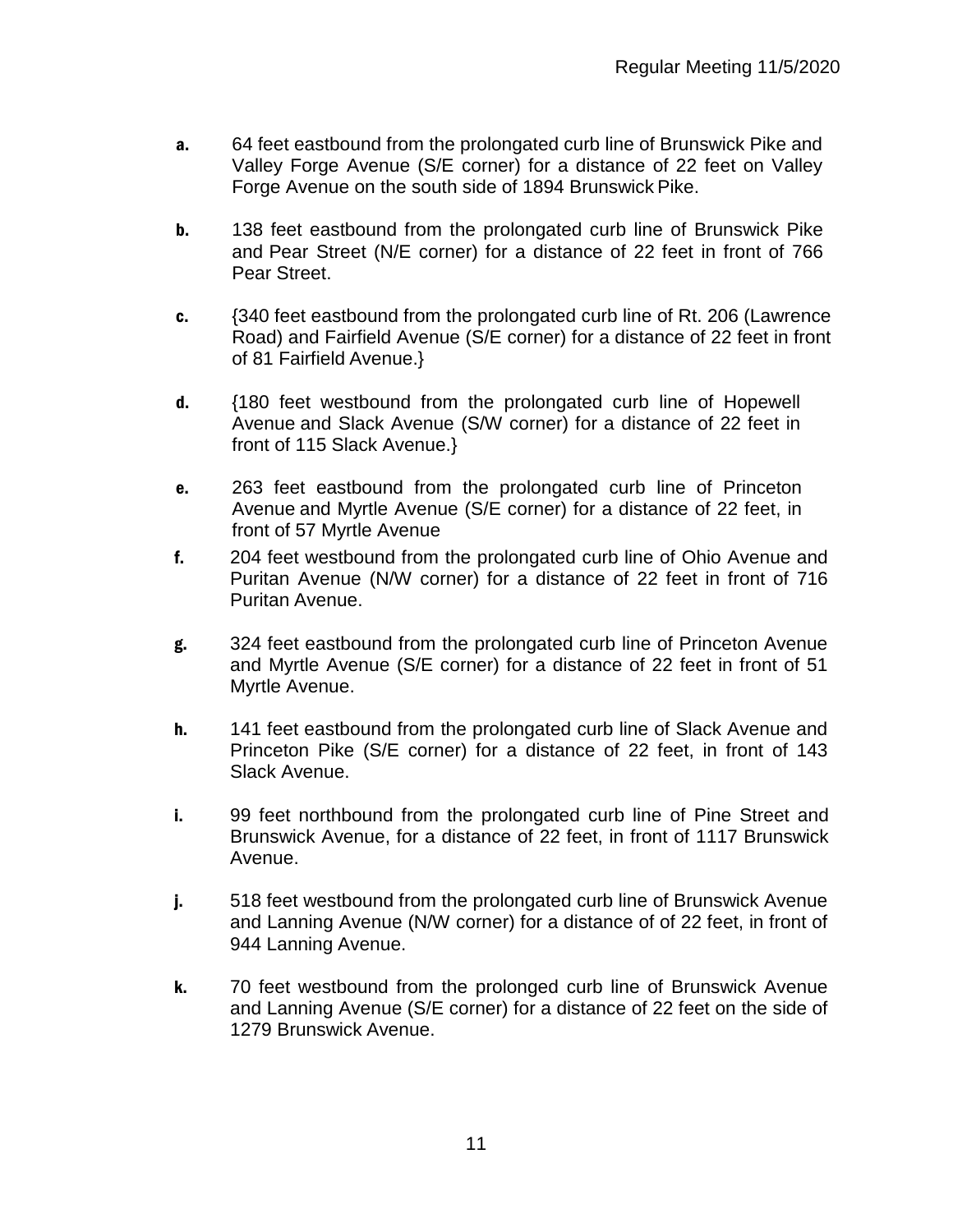a. 64 feet eastbound from the prolongated curb line of Brunswick Pike and Valley Forge Avenue (S/E corner) for a distance of 22 feet on Valley Forge Avenue on the south side of 1894 Brunswick Pike.

b. 138 feet eastbound from the prolongated curb line of Brunswick Pike and Pear Street (N/E corner) for a distance of 22 feet in front of 766 Pear Street.

c. {340 feet eastbound from the prolongated curb line of Rt. 206 (Lawrence Road) and Fairfield Avenue (S/E corner) for a distance of 22 feet in front of 81 Fairfield Avenue.}

d. {180 feet westbound from the prolongated curb line of Hopewell Avenue and Slack Avenue (S/W corner) for a distance of 22 feet in front of 115 Slack Avenue.}

e. 263 feet eastbound from the prolongated curb line of Princeton Avenue and Myrtle Avenue (S/E corner) for a distance of 22 feet, in front of 57 Myrtle Avenue

f. 204 feet westbound from the prolongated curb line of Ohio Avenue and Puritan Avenue (N/W corner) for a distance of 22 feet in front of 716 Puritan Avenue.

g. 324 feet eastbound from the prolongated curb line of Princeton Avenue and Myrtle Avenue (S/E corner) for a distance of 22 feet in front of 51 Myrtle Avenue.

h. 141 feet eastbound from the prolongated curb line of Slack Avenue and Princeton Pike (S/E corner) for a distance of 22 feet, in front of 143 Slack Avenue.

i. 99 feet northbound from the prolongated curb line of Pine Street and Brunswick Avenue, for a distance of 22 feet, in front of 1117 Brunswick Avenue.

j. 518 feet westbound from the prolongated curb line of Brunswick Avenue and Lanning Avenue (N/W corner) for a distance of of 22 feet, in front of 944 Lanning Avenue.

k. 70 feet westbound from the prolonged curb line of Brunswick Avenue and Lanning Avenue (S/E corner) for a distance of 22 feet on the side of 1279 Brunswick Avenue.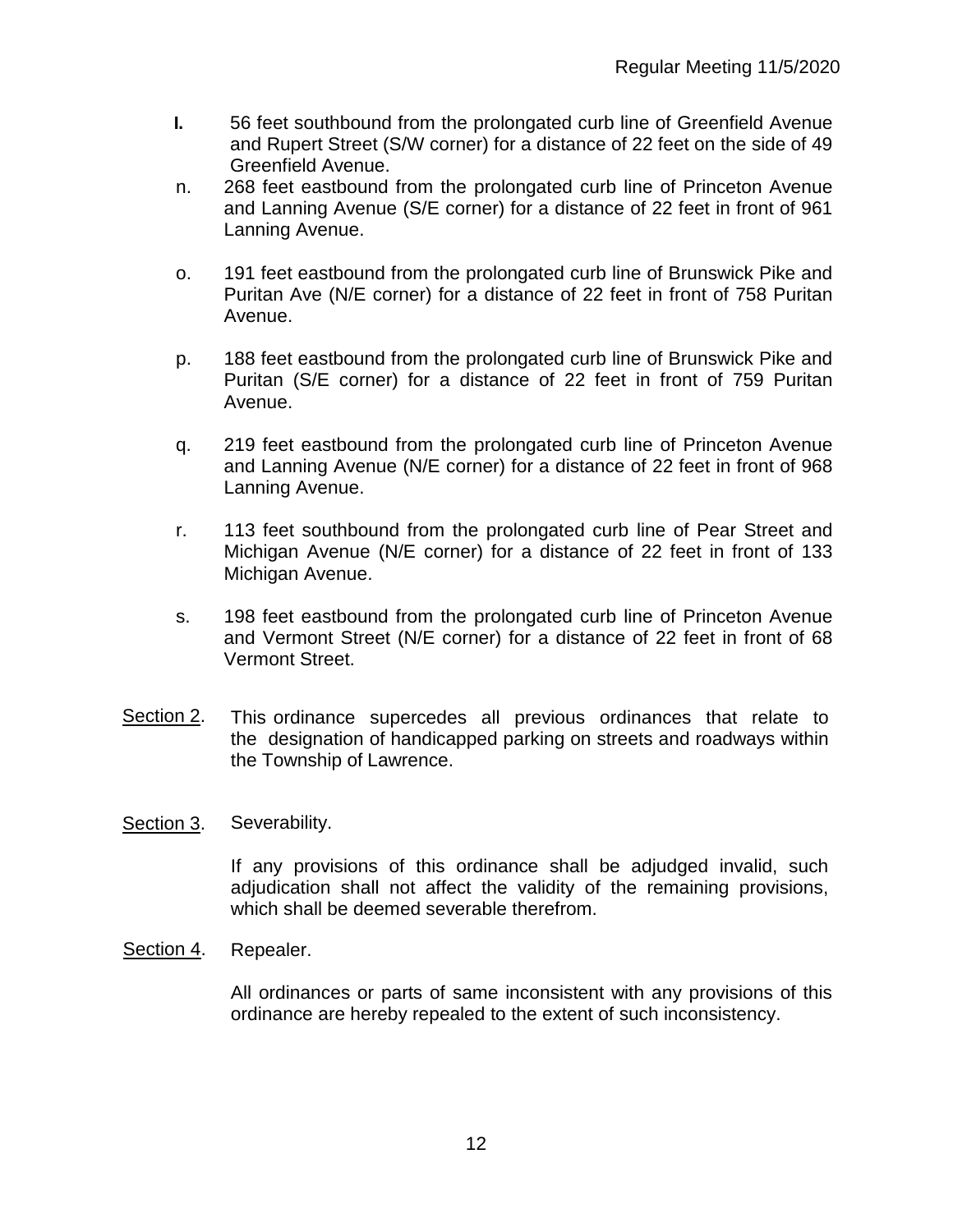**l.** 56 feet southbound from the prolongated curb line of Greenfield Avenue and Rupert Street (S/W corner) for a distance of 22 feet on the side of 49 Greenfield Avenue.

n. 268 feet eastbound from the prolongated curb line of Princeton Avenue and Lanning Avenue (S/E corner) for a distance of 22 feet in front of 961 Lanning Avenue.

o. 191 feet eastbound from the prolongated curb line of Brunswick Pike and Puritan Ave (N/E corner) for a distance of 22 feet in front of 758 Puritan Avenue.

p. 188 feet eastbound from the prolongated curb line of Brunswick Pike and Puritan (S/E corner) for a distance of 22 feet in front of 759 Puritan Avenue.

q. 219 feet eastbound from the prolongated curb line of Princeton Avenue and Lanning Avenue (N/E corner) for a distance of 22 feet in front of 968 Lanning Avenue.

r. 113 feet southbound from the prolongated curb line of Pear Street and Michigan Avenue (N/E corner) for a distance of 22 feet in front of 133 Michigan Avenue.

s. 198 feet eastbound from the prolongated curb line of Princeton Avenue and Vermont Street (N/E corner) for a distance of 22 feet in front of 68 Vermont Street.

<u>Section 2</u>. This ordinance supercedes all previous ordinances that relate to the designation of handicapped parking on streets and roadways within the Township of Lawrence.

<u>Section 3</u>. Severability.

If any provisions of this ordinance shall be adjudged invalid, such adjudication shall not affect the validity of the remaining provisions, which shall be deemed severable therefrom.

<u>Section 4</u>. Repealer.

All ordinances or parts of same inconsistent with any provisions of this ordinance are hereby repealed to the extent of such inconsistency.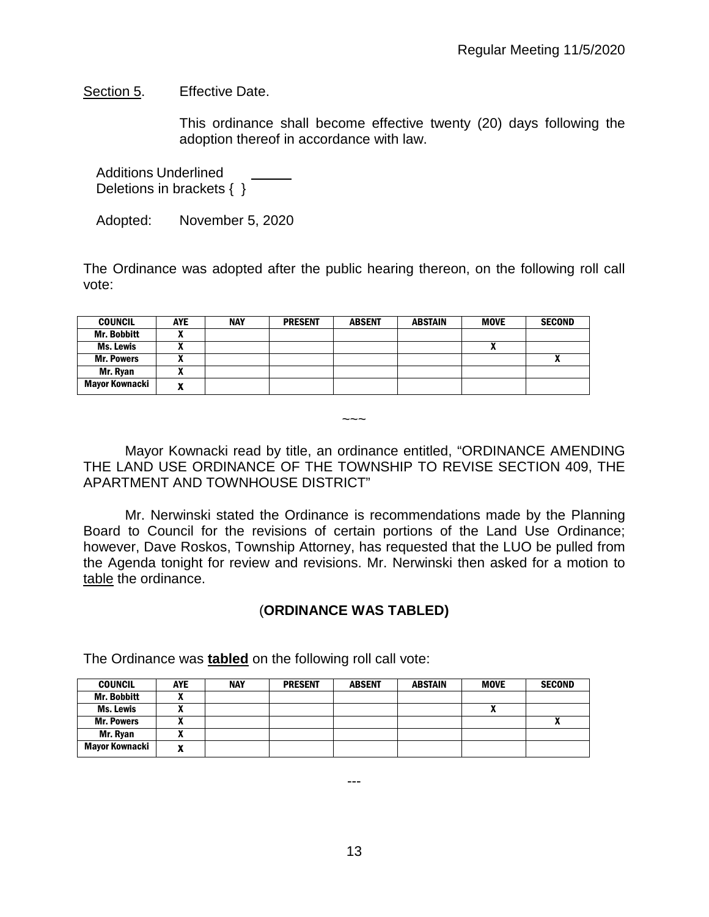Section 5. Effective Date.

This ordinance shall become effective twenty (20) days following the adoption thereof in accordance with law.

Additions Underlined ______
Deletions in brackets { }

Adopted: November 5, 2020

The Ordinance was adopted after the public hearing thereon, on the following roll call vote:

| COUNCIL | AYE | NAY | PRESENT | ABSENT | ABSTAIN | MOVE | SECOND |
|---|---|---|---|---|---|---|---|
| Mr. Bobbitt | X | | | | | | |
| Ms. Lewis | X | | | | | X | |
| Mr. Powers | X | | | | | | X |
| Mr. Ryan | X | | | | | | |
| Mayor Kownacki | X | | | | | | |

~~~

Mayor Kownacki read by title, an ordinance entitled, "ORDINANCE AMENDING THE LAND USE ORDINANCE OF THE TOWNSHIP TO REVISE SECTION 409, THE APARTMENT AND TOWNHOUSE DISTRICT"

Mr. Nerwinski stated the Ordinance is recommendations made by the Planning Board to Council for the revisions of certain portions of the Land Use Ordinance; however, Dave Roskos, Township Attorney, has requested that the LUO be pulled from the Agenda tonight for review and revisions. Mr. Nerwinski then asked for a motion to table the ordinance.

(**ORDINANCE WAS TABLED)**

The Ordinance was **tabled** on the following roll call vote:

| COUNCIL | AYE | NAY | PRESENT | ABSENT | ABSTAIN | MOVE | SECOND |
|---|---|---|---|---|---|---|---|
| Mr. Bobbitt | X | | | | | | |
| Ms. Lewis | X | | | | | X | |
| Mr. Powers | X | | | | | | X |
| Mr. Ryan | X | | | | | | |
| Mayor Kownacki | X | | | | | | |

---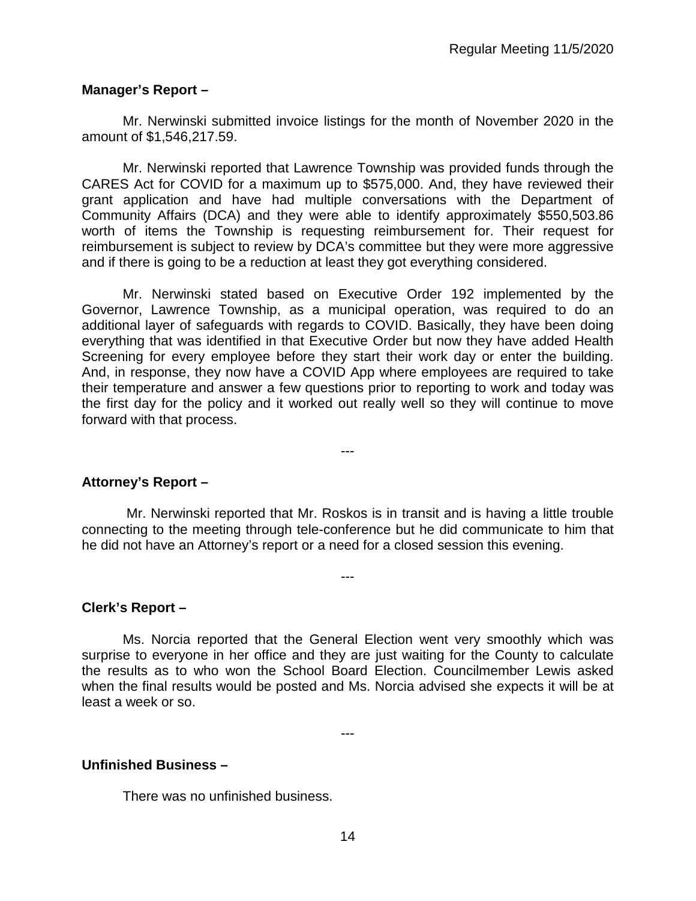**Manager's Report –**

Mr. Nerwinski submitted invoice listings for the month of November 2020 in the amount of $1,546,217.59.

Mr. Nerwinski reported that Lawrence Township was provided funds through the CARES Act for COVID for a maximum up to $575,000. And, they have reviewed their grant application and have had multiple conversations with the Department of Community Affairs (DCA) and they were able to identify approximately $550,503.86 worth of items the Township is requesting reimbursement for. Their request for reimbursement is subject to review by DCA's committee but they were more aggressive and if there is going to be a reduction at least they got everything considered.

Mr. Nerwinski stated based on Executive Order 192 implemented by the Governor, Lawrence Township, as a municipal operation, was required to do an additional layer of safeguards with regards to COVID. Basically, they have been doing everything that was identified in that Executive Order but now they have added Health Screening for every employee before they start their work day or enter the building. And, in response, they now have a COVID App where employees are required to take their temperature and answer a few questions prior to reporting to work and today was the first day for the policy and it worked out really well so they will continue to move forward with that process.

---

**Attorney's Report –**

Mr. Nerwinski reported that Mr. Roskos is in transit and is having a little trouble connecting to the meeting through tele-conference but he did communicate to him that he did not have an Attorney's report or a need for a closed session this evening.

---

**Clerk's Report –**

Ms. Norcia reported that the General Election went very smoothly which was surprise to everyone in her office and they are just waiting for the County to calculate the results as to who won the School Board Election. Councilmember Lewis asked when the final results would be posted and Ms. Norcia advised she expects it will be at least a week or so.

---

**Unfinished Business –**

There was no unfinished business.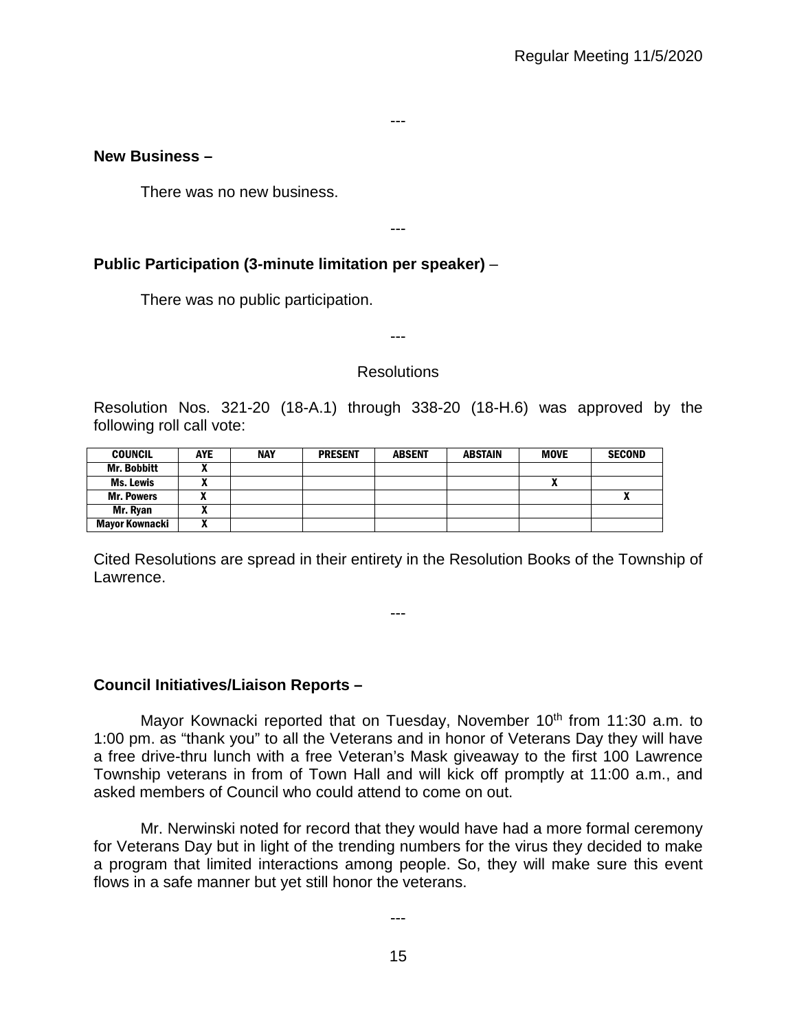---

**New Business –**

There was no new business.

---

**Public Participation (3-minute limitation per speaker)** –

There was no public participation.

---

Resolutions

Resolution Nos. 321-20 (18-A.1) through 338-20 (18-H.6) was approved by the following roll call vote:

| COUNCIL | AYE | NAY | PRESENT | ABSENT | ABSTAIN | MOVE | SECOND |
|---|---|---|---|---|---|---|---|
| Mr. Bobbitt | X | | | | | | |
| Ms. Lewis | X | | | | | X | |
| Mr. Powers | X | | | | | | X |
| Mr. Ryan | X | | | | | | |
| Mayor Kownacki | X | | | | | | |

Cited Resolutions are spread in their entirety in the Resolution Books of the Township of Lawrence.

---

**Council Initiatives/Liaison Reports –**

Mayor Kownacki reported that on Tuesday, November 10th from 11:30 a.m. to 1:00 pm. as "thank you" to all the Veterans and in honor of Veterans Day they will have a free drive-thru lunch with a free Veteran's Mask giveaway to the first 100 Lawrence Township veterans in from of Town Hall and will kick off promptly at 11:00 a.m., and asked members of Council who could attend to come on out.

Mr. Nerwinski noted for record that they would have had a more formal ceremony for Veterans Day but in light of the trending numbers for the virus they decided to make a program that limited interactions among people. So, they will make sure this event flows in a safe manner but yet still honor the veterans.

---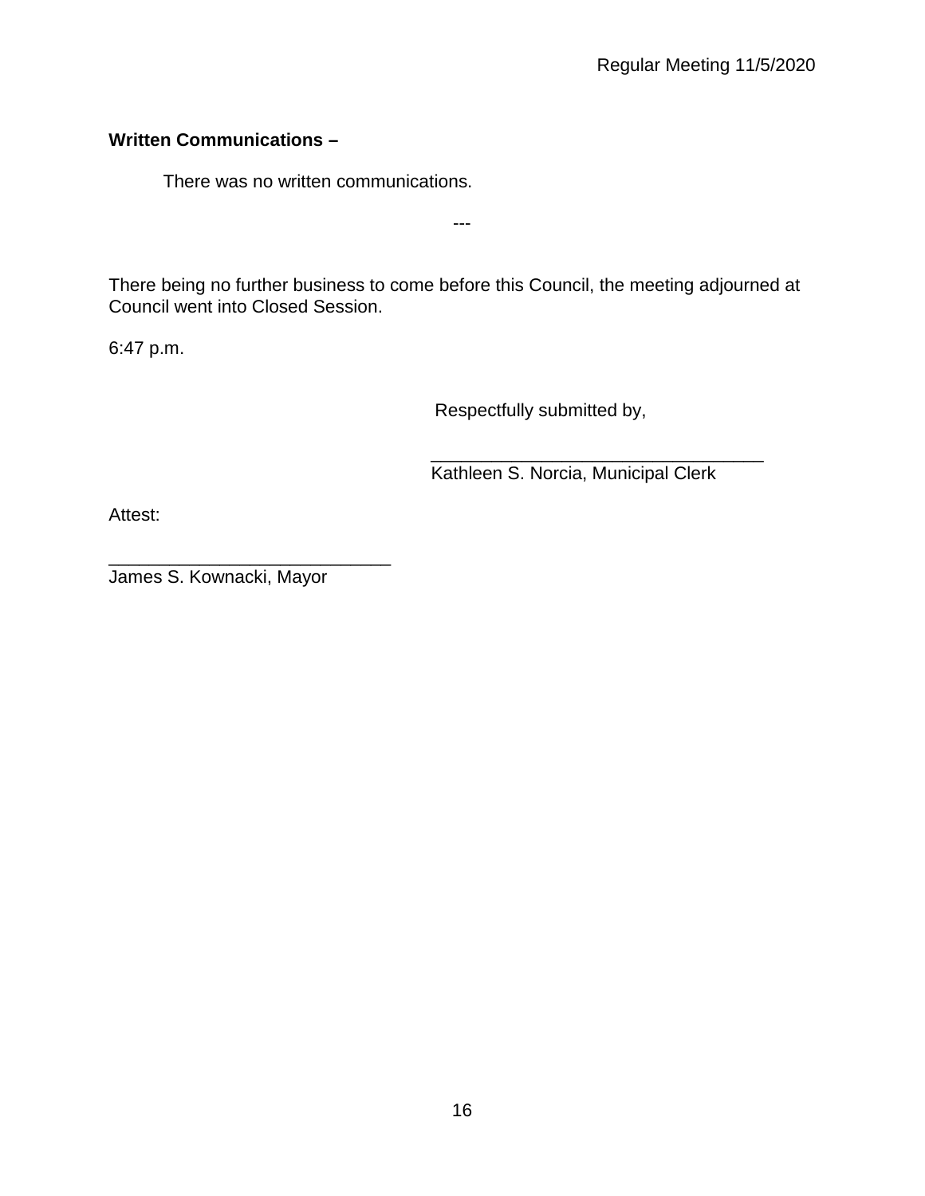**Written Communications –**

There was no written communications.

---

There being no further business to come before this Council, the meeting adjourned at Council went into Closed Session.

6:47 p.m.

Respectfully submitted by,

\_\_\_\_\_\_\_\_\_\_\_\_\_\_\_\_\_\_\_\_\_\_\_\_\_\_\_\_\_\_\_\_\_\_
Kathleen S. Norcia, Municipal Clerk

Attest:

\_\_\_\_\_\_\_\_\_\_\_\_\_\_\_\_\_\_\_\_\_\_\_\_\_\_\_\_
James S. Kownacki, Mayor